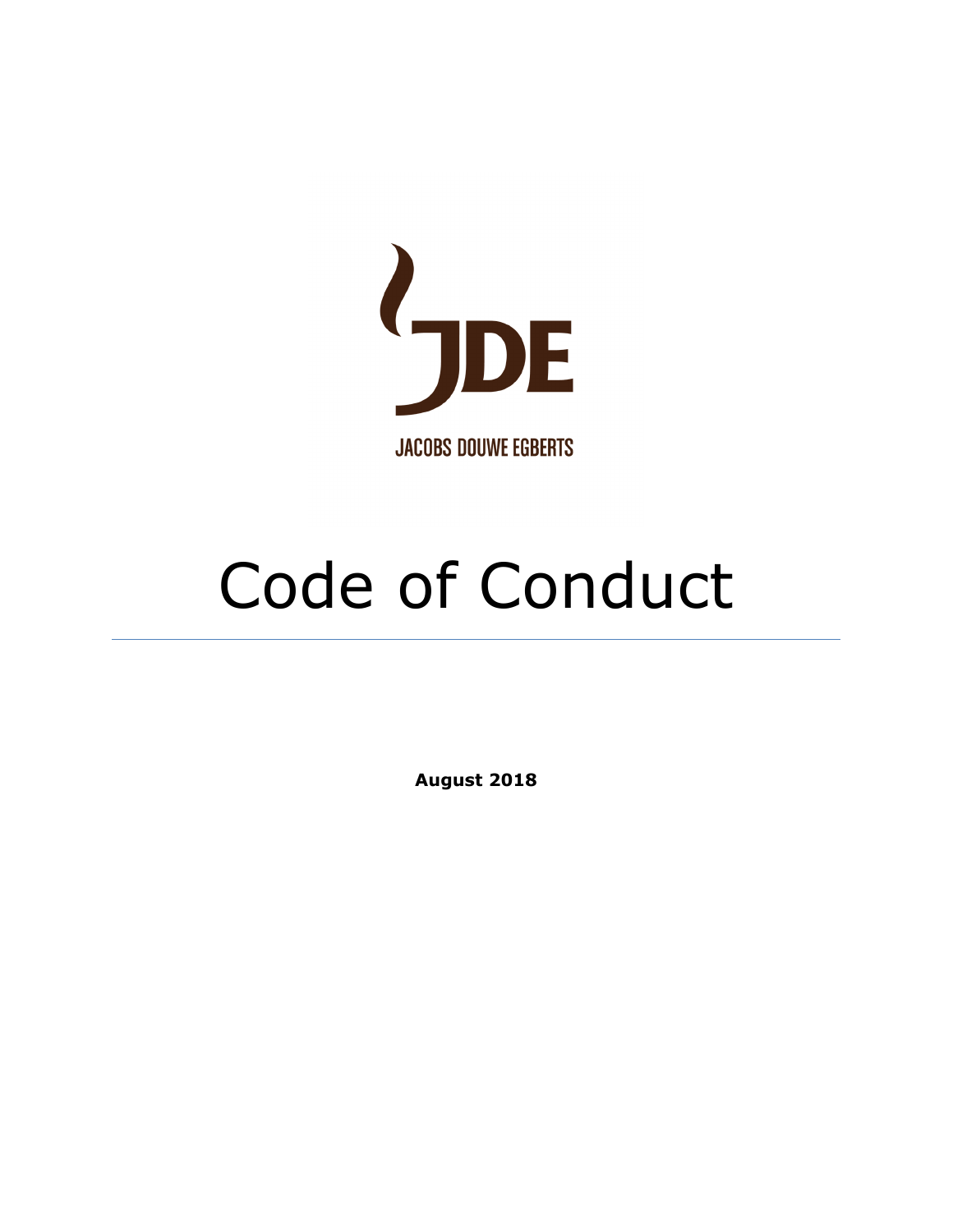JDE

JACOBS DOUWE EGBERTS

# Code of Conduct

**August 2018**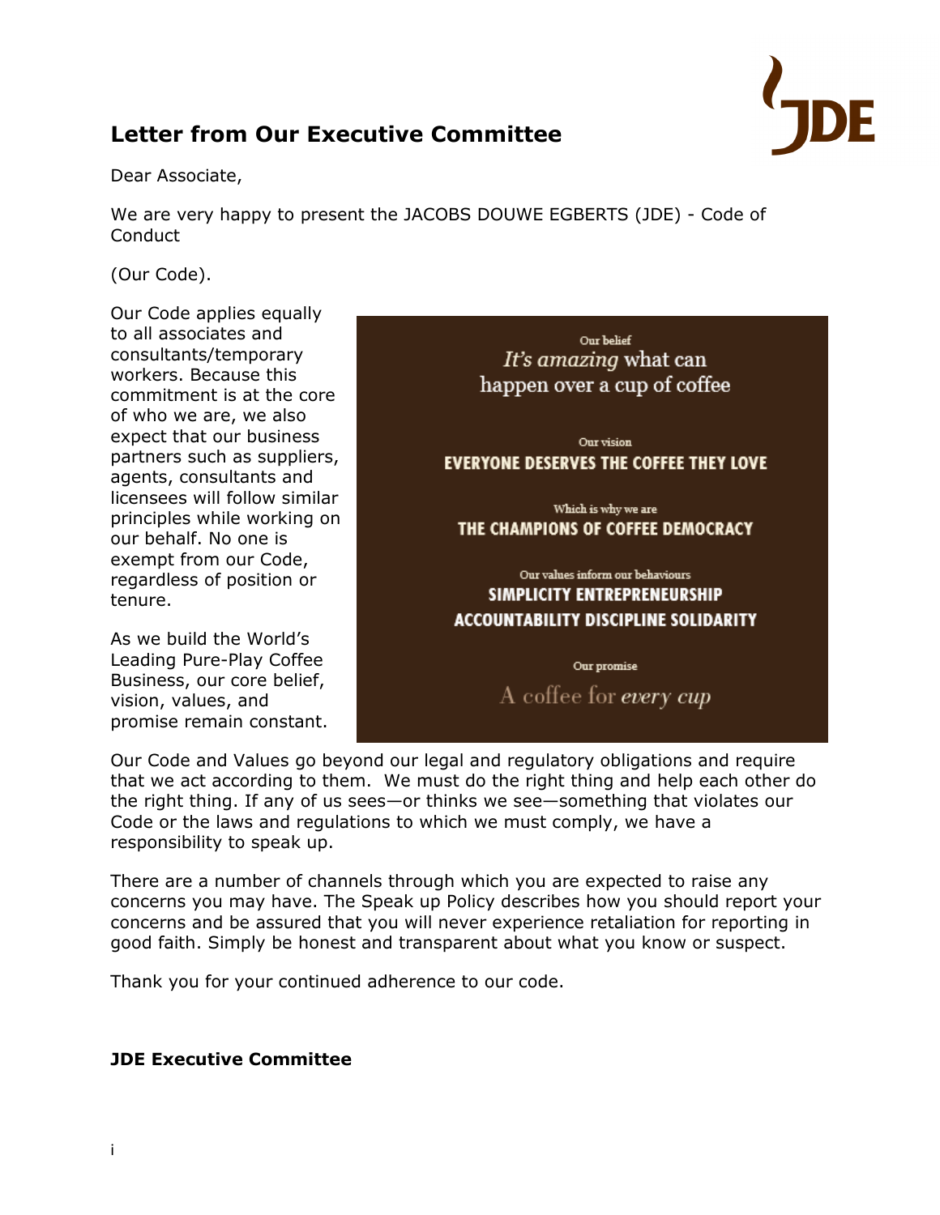# Letter from Our Executive Committee

Dear Associate,

We are very happy to present the JACOBS DOUWE EGBERTS (JDE) - Code of Conduct

(Our Code).

Our Code applies equally to all associates and consultants/temporary workers. Because this commitment is at the core of who we are, we also expect that our business partners such as suppliers, agents, consultants and licensees will follow similar principles while working on our behalf. No one is exempt from our Code, regardless of position or tenure.

As we build the World's Leading Pure-Play Coffee Business, our core belief, vision, values, and promise remain constant.

Our belief
*It's amazing* what can happen over a cup of coffee

Our vision
**EVERYONE DESERVES THE COFFEE THEY LOVE**

Which is why we are
**THE CHAMPIONS OF COFFEE DEMOCRACY**

Our values inform our behaviours
**SIMPLICITY ENTREPRENEURSHIP ACCOUNTABILITY DISCIPLINE SOLIDARITY**

Our promise
A coffee for *every cup*

Our Code and Values go beyond our legal and regulatory obligations and require that we act according to them. We must do the right thing and help each other do the right thing. If any of us sees—or thinks we see—something that violates our Code or the laws and regulations to which we must comply, we have a responsibility to speak up.

There are a number of channels through which you are expected to raise any concerns you may have. The Speak up Policy describes how you should report your concerns and be assured that you will never experience retaliation for reporting in good faith. Simply be honest and transparent about what you know or suspect.

Thank you for your continued adherence to our code.

**JDE Executive Committee**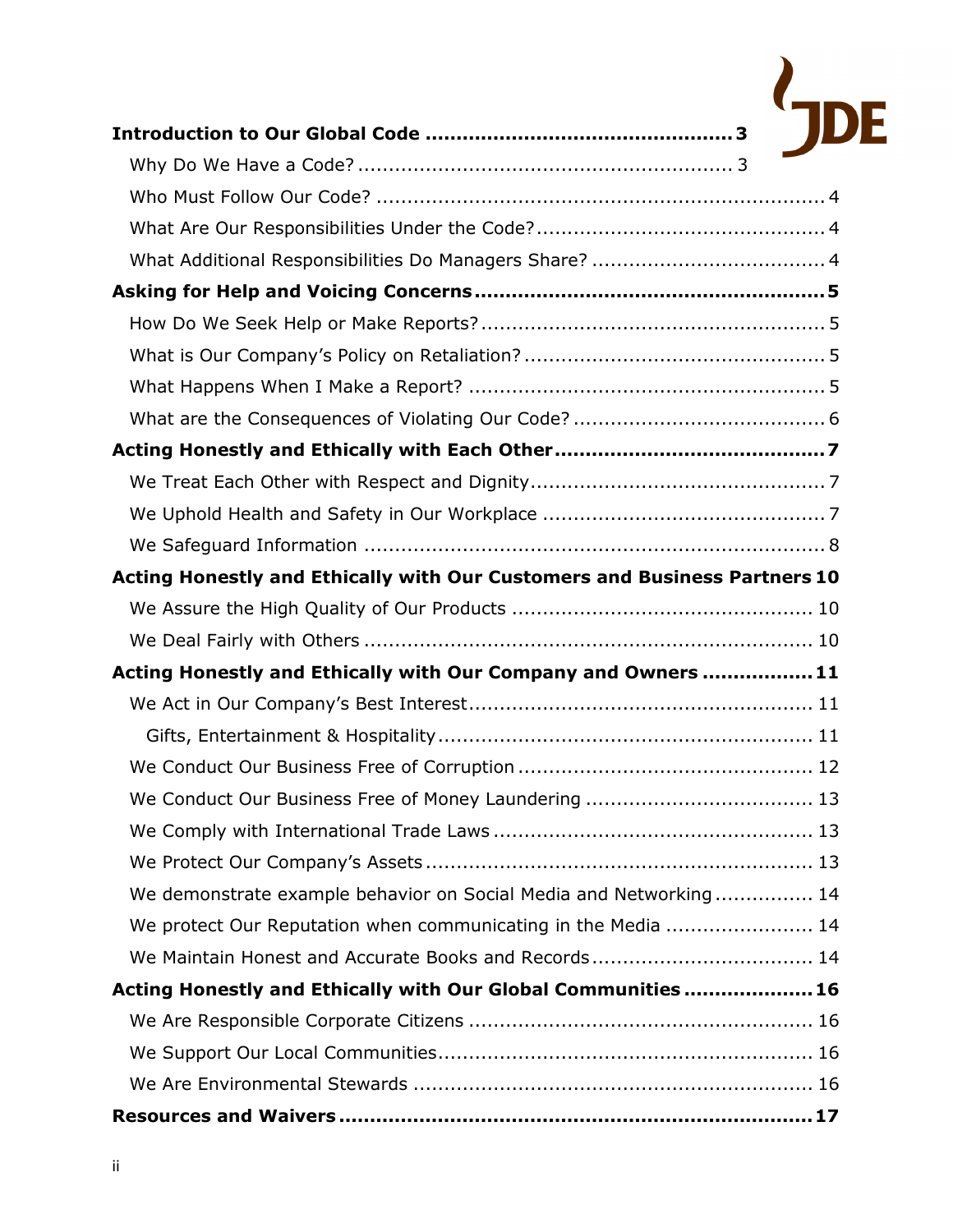**Introduction to Our Global Code** .......... 3

Why Do We Have a Code? .......... 3

Who Must Follow Our Code? .......... 4

What Are Our Responsibilities Under the Code? .......... 4

What Additional Responsibilities Do Managers Share? .......... 4

**Asking for Help and Voicing Concerns** .......... 5

How Do We Seek Help or Make Reports? .......... 5

What is Our Company's Policy on Retaliation? .......... 5

What Happens When I Make a Report? .......... 5

What are the Consequences of Violating Our Code? .......... 6

**Acting Honestly and Ethically with Each Other** .......... 7

We Treat Each Other with Respect and Dignity .......... 7

We Uphold Health and Safety in Our Workplace .......... 7

We Safeguard Information .......... 8

**Acting Honestly and Ethically with Our Customers and Business Partners** 10

We Assure the High Quality of Our Products .......... 10

We Deal Fairly with Others .......... 10

**Acting Honestly and Ethically with Our Company and Owners** .......... 11

We Act in Our Company's Best Interest .......... 11

Gifts, Entertainment & Hospitality .......... 11

We Conduct Our Business Free of Corruption .......... 12

We Conduct Our Business Free of Money Laundering .......... 13

We Comply with International Trade Laws .......... 13

We Protect Our Company's Assets .......... 13

We demonstrate example behavior on Social Media and Networking .......... 14

We protect Our Reputation when communicating in the Media .......... 14

We Maintain Honest and Accurate Books and Records .......... 14

**Acting Honestly and Ethically with Our Global Communities** .......... 16

We Are Responsible Corporate Citizens .......... 16

We Support Our Local Communities .......... 16

We Are Environmental Stewards .......... 16

**Resources and Waivers** .......... 17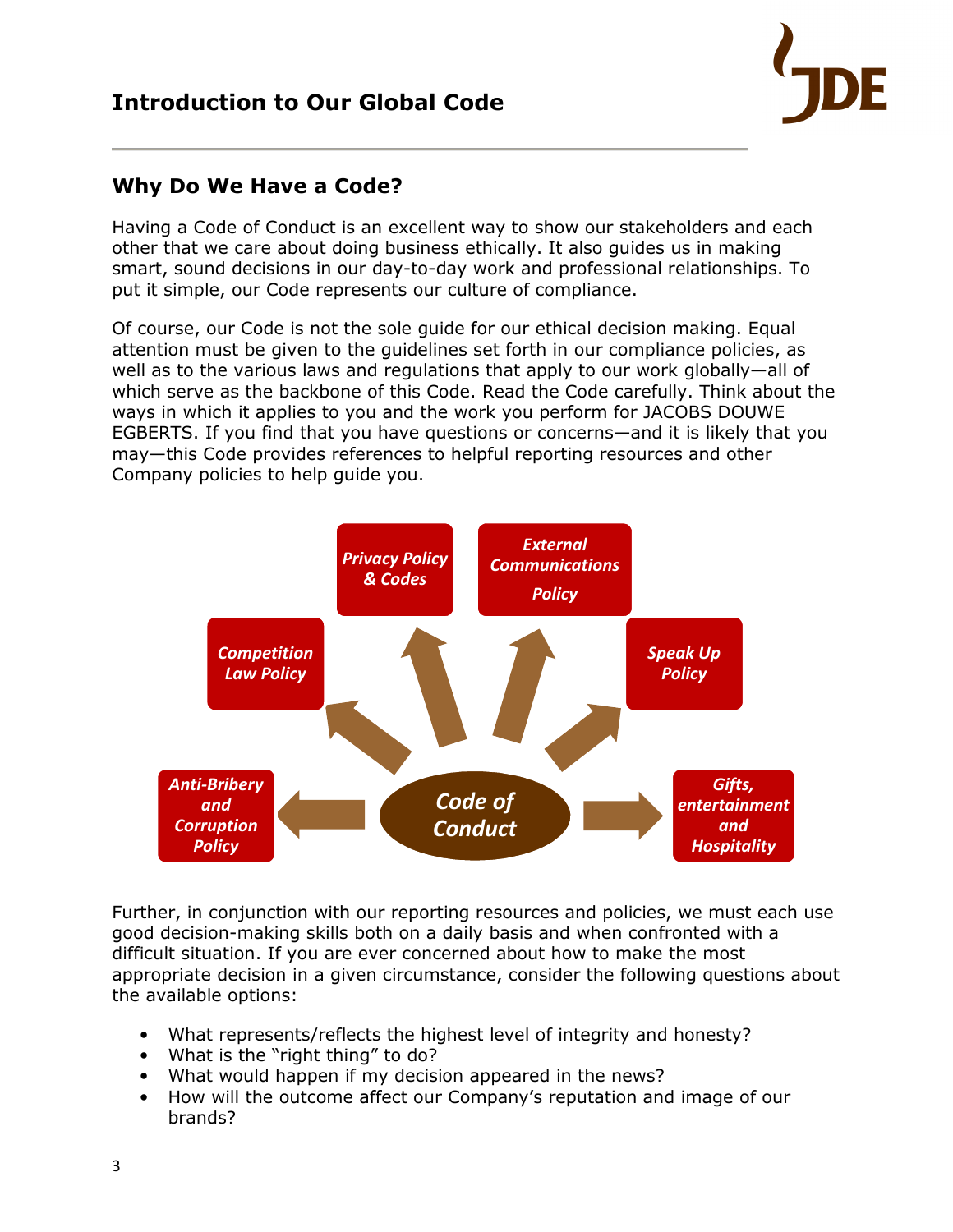# Introduction to Our Global Code

## Why Do We Have a Code?

Having a Code of Conduct is an excellent way to show our stakeholders and each other that we care about doing business ethically. It also guides us in making smart, sound decisions in our day-to-day work and professional relationships. To put it simple, our Code represents our culture of compliance.

Of course, our Code is not the sole guide for our ethical decision making. Equal attention must be given to the guidelines set forth in our compliance policies, as well as to the various laws and regulations that apply to our work globally—all of which serve as the backbone of this Code. Read the Code carefully. Think about the ways in which it applies to you and the work you perform for JACOBS DOUWE EGBERTS. If you find that you have questions or concerns—and it is likely that you may—this Code provides references to helpful reporting resources and other Company policies to help guide you.

**Code of Conduct**

- *Anti-Bribery and Corruption Policy*
- *Competition Law Policy*
- *Privacy Policy & Codes*
- *External Communications Policy*
- *Speak Up Policy*
- *Gifts, entertainment and Hospitality*

Further, in conjunction with our reporting resources and policies, we must each use good decision-making skills both on a daily basis and when confronted with a difficult situation. If you are ever concerned about how to make the most appropriate decision in a given circumstance, consider the following questions about the available options:

- What represents/reflects the highest level of integrity and honesty?
- What is the "right thing" to do?
- What would happen if my decision appeared in the news?
- How will the outcome affect our Company's reputation and image of our brands?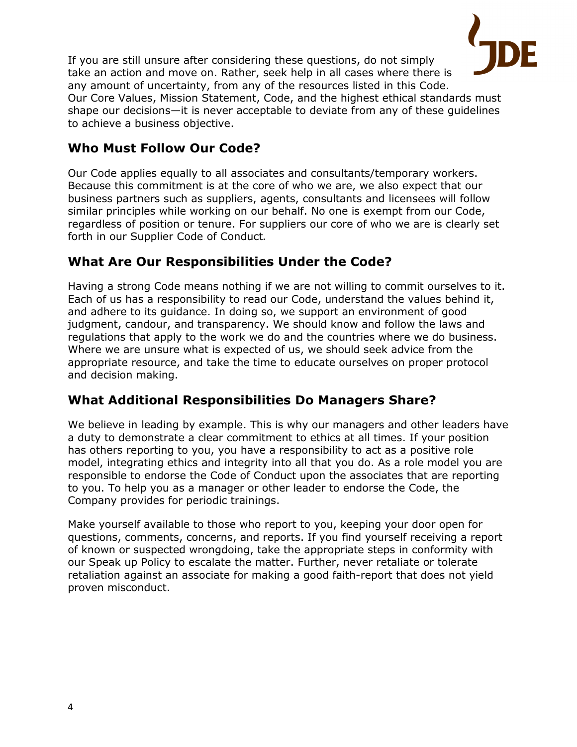If you are still unsure after considering these questions, do not simply take an action and move on. Rather, seek help in all cases where there is any amount of uncertainty, from any of the resources listed in this Code. Our Core Values, Mission Statement, Code, and the highest ethical standards must shape our decisions—it is never acceptable to deviate from any of these guidelines to achieve a business objective.

## Who Must Follow Our Code?

Our Code applies equally to all associates and consultants/temporary workers. Because this commitment is at the core of who we are, we also expect that our business partners such as suppliers, agents, consultants and licensees will follow similar principles while working on our behalf. No one is exempt from our Code, regardless of position or tenure. For suppliers our core of who we are is clearly set forth in our Supplier Code of Conduct*.*

## What Are Our Responsibilities Under the Code?

Having a strong Code means nothing if we are not willing to commit ourselves to it. Each of us has a responsibility to read our Code, understand the values behind it, and adhere to its guidance. In doing so, we support an environment of good judgment, candour, and transparency. We should know and follow the laws and regulations that apply to the work we do and the countries where we do business. Where we are unsure what is expected of us, we should seek advice from the appropriate resource, and take the time to educate ourselves on proper protocol and decision making.

## What Additional Responsibilities Do Managers Share?

We believe in leading by example. This is why our managers and other leaders have a duty to demonstrate a clear commitment to ethics at all times. If your position has others reporting to you, you have a responsibility to act as a positive role model, integrating ethics and integrity into all that you do. As a role model you are responsible to endorse the Code of Conduct upon the associates that are reporting to you. To help you as a manager or other leader to endorse the Code, the Company provides for periodic trainings.

Make yourself available to those who report to you, keeping your door open for questions, comments, concerns, and reports. If you find yourself receiving a report of known or suspected wrongdoing, take the appropriate steps in conformity with our Speak up Policy to escalate the matter. Further, never retaliate or tolerate retaliation against an associate for making a good faith-report that does not yield proven misconduct.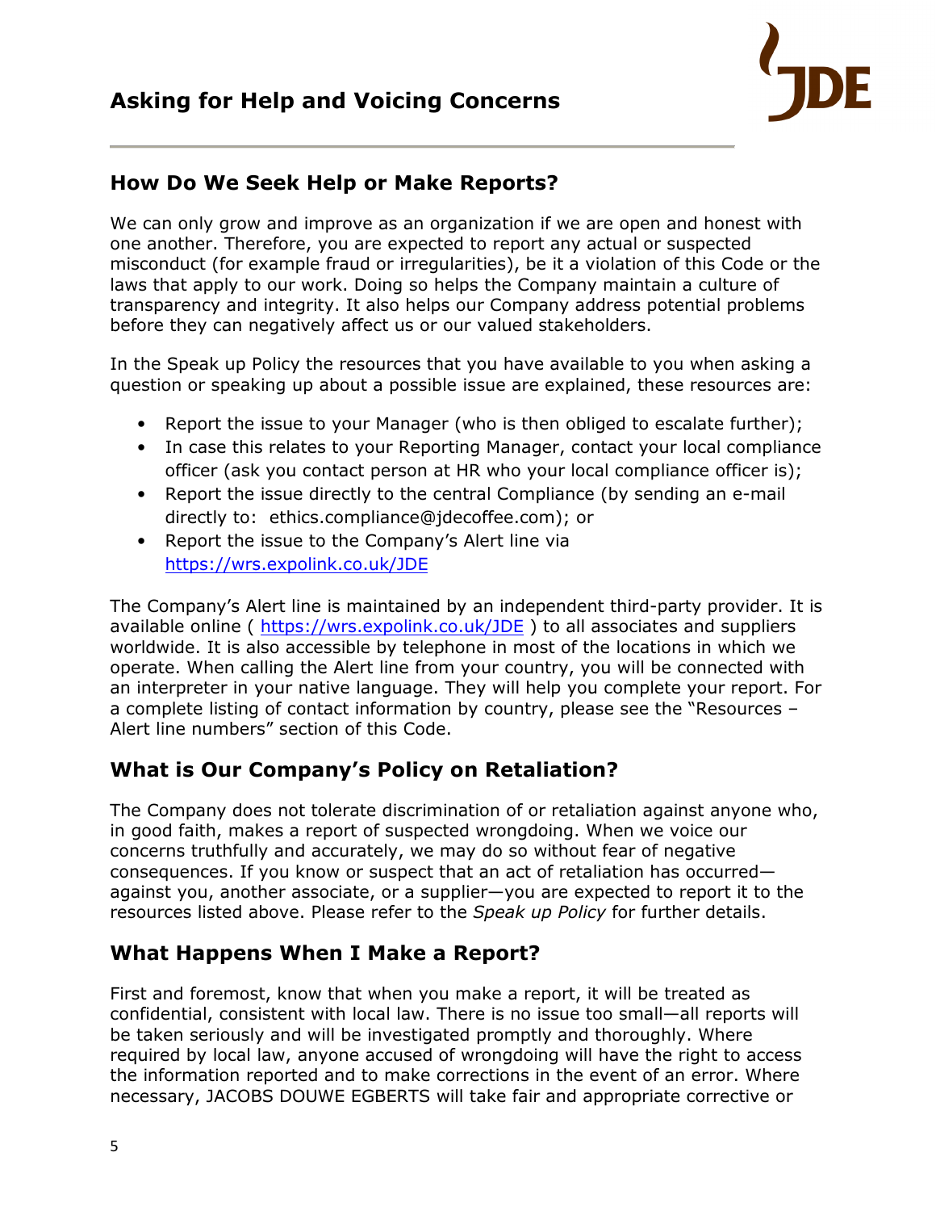# Asking for Help and Voicing Concerns

## How Do We Seek Help or Make Reports?

We can only grow and improve as an organization if we are open and honest with one another. Therefore, you are expected to report any actual or suspected misconduct (for example fraud or irregularities), be it a violation of this Code or the laws that apply to our work. Doing so helps the Company maintain a culture of transparency and integrity. It also helps our Company address potential problems before they can negatively affect us or our valued stakeholders.

In the Speak up Policy the resources that you have available to you when asking a question or speaking up about a possible issue are explained, these resources are:

- Report the issue to your Manager (who is then obliged to escalate further);
- In case this relates to your Reporting Manager, contact your local compliance officer (ask you contact person at HR who your local compliance officer is);
- Report the issue directly to the central Compliance (by sending an e-mail directly to: ethics.compliance@jdecoffee.com); or
- Report the issue to the Company's Alert line via https://wrs.expolink.co.uk/JDE

The Company's Alert line is maintained by an independent third-party provider. It is available online ( https://wrs.expolink.co.uk/JDE ) to all associates and suppliers worldwide. It is also accessible by telephone in most of the locations in which we operate. When calling the Alert line from your country, you will be connected with an interpreter in your native language. They will help you complete your report. For a complete listing of contact information by country, please see the "Resources – Alert line numbers" section of this Code.

## What is Our Company's Policy on Retaliation?

The Company does not tolerate discrimination of or retaliation against anyone who, in good faith, makes a report of suspected wrongdoing. When we voice our concerns truthfully and accurately, we may do so without fear of negative consequences. If you know or suspect that an act of retaliation has occurred—against you, another associate, or a supplier—you are expected to report it to the resources listed above. Please refer to the *Speak up Policy* for further details.

## What Happens When I Make a Report?

First and foremost, know that when you make a report, it will be treated as confidential, consistent with local law. There is no issue too small—all reports will be taken seriously and will be investigated promptly and thoroughly. Where required by local law, anyone accused of wrongdoing will have the right to access the information reported and to make corrections in the event of an error. Where necessary, JACOBS DOUWE EGBERTS will take fair and appropriate corrective or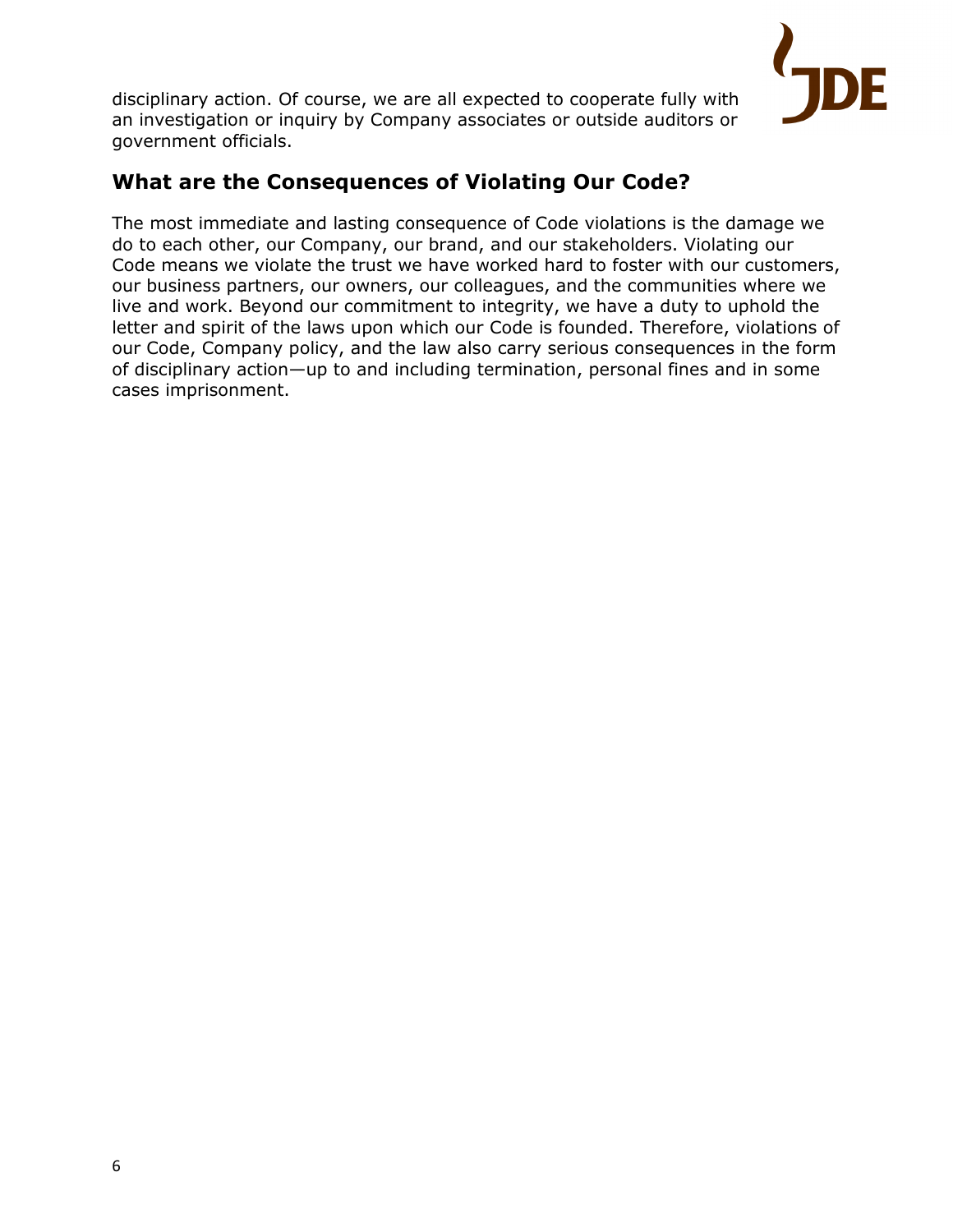disciplinary action. Of course, we are all expected to cooperate fully with an investigation or inquiry by Company associates or outside auditors or government officials.

## What are the Consequences of Violating Our Code?

The most immediate and lasting consequence of Code violations is the damage we do to each other, our Company, our brand, and our stakeholders. Violating our Code means we violate the trust we have worked hard to foster with our customers, our business partners, our owners, our colleagues, and the communities where we live and work. Beyond our commitment to integrity, we have a duty to uphold the letter and spirit of the laws upon which our Code is founded. Therefore, violations of our Code, Company policy, and the law also carry serious consequences in the form of disciplinary action—up to and including termination, personal fines and in some cases imprisonment.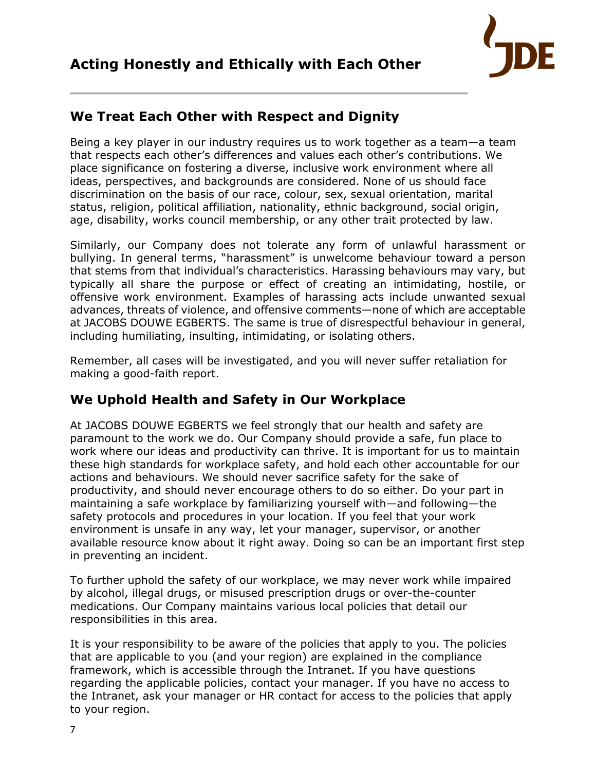# Acting Honestly and Ethically with Each Other

## We Treat Each Other with Respect and Dignity

Being a key player in our industry requires us to work together as a team—a team that respects each other's differences and values each other's contributions. We place significance on fostering a diverse, inclusive work environment where all ideas, perspectives, and backgrounds are considered. None of us should face discrimination on the basis of our race, colour, sex, sexual orientation, marital status, religion, political affiliation, nationality, ethnic background, social origin, age, disability, works council membership, or any other trait protected by law.

Similarly, our Company does not tolerate any form of unlawful harassment or bullying. In general terms, "harassment" is unwelcome behaviour toward a person that stems from that individual's characteristics. Harassing behaviours may vary, but typically all share the purpose or effect of creating an intimidating, hostile, or offensive work environment. Examples of harassing acts include unwanted sexual advances, threats of violence, and offensive comments—none of which are acceptable at JACOBS DOUWE EGBERTS. The same is true of disrespectful behaviour in general, including humiliating, insulting, intimidating, or isolating others.

Remember, all cases will be investigated, and you will never suffer retaliation for making a good-faith report.

## We Uphold Health and Safety in Our Workplace

At JACOBS DOUWE EGBERTS we feel strongly that our health and safety are paramount to the work we do. Our Company should provide a safe, fun place to work where our ideas and productivity can thrive. It is important for us to maintain these high standards for workplace safety, and hold each other accountable for our actions and behaviours. We should never sacrifice safety for the sake of productivity, and should never encourage others to do so either. Do your part in maintaining a safe workplace by familiarizing yourself with—and following—the safety protocols and procedures in your location. If you feel that your work environment is unsafe in any way, let your manager, supervisor, or another available resource know about it right away. Doing so can be an important first step in preventing an incident.

To further uphold the safety of our workplace, we may never work while impaired by alcohol, illegal drugs, or misused prescription drugs or over-the-counter medications. Our Company maintains various local policies that detail our responsibilities in this area.

It is your responsibility to be aware of the policies that apply to you. The policies that are applicable to you (and your region) are explained in the compliance framework, which is accessible through the Intranet. If you have questions regarding the applicable policies, contact your manager. If you have no access to the Intranet, ask your manager or HR contact for access to the policies that apply to your region.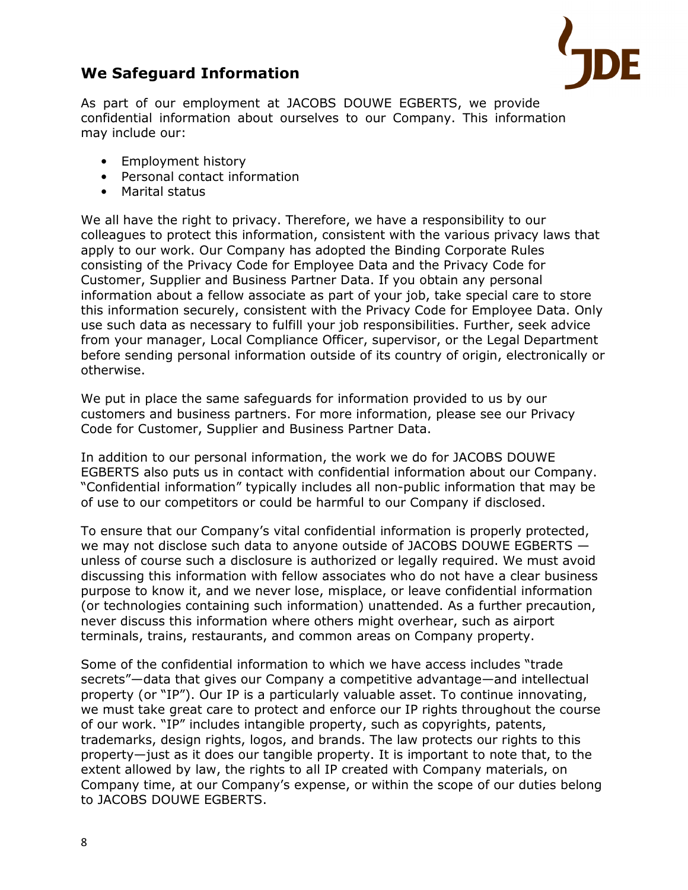## We Safeguard Information

As part of our employment at JACOBS DOUWE EGBERTS, we provide confidential information about ourselves to our Company. This information may include our:

- Employment history
- Personal contact information
- Marital status

We all have the right to privacy. Therefore, we have a responsibility to our colleagues to protect this information, consistent with the various privacy laws that apply to our work. Our Company has adopted the Binding Corporate Rules consisting of the Privacy Code for Employee Data and the Privacy Code for Customer, Supplier and Business Partner Data. If you obtain any personal information about a fellow associate as part of your job, take special care to store this information securely, consistent with the Privacy Code for Employee Data. Only use such data as necessary to fulfill your job responsibilities. Further, seek advice from your manager, Local Compliance Officer, supervisor, or the Legal Department before sending personal information outside of its country of origin, electronically or otherwise.

We put in place the same safeguards for information provided to us by our customers and business partners. For more information, please see our Privacy Code for Customer, Supplier and Business Partner Data.

In addition to our personal information, the work we do for JACOBS DOUWE EGBERTS also puts us in contact with confidential information about our Company. "Confidential information" typically includes all non-public information that may be of use to our competitors or could be harmful to our Company if disclosed.

To ensure that our Company's vital confidential information is properly protected, we may not disclose such data to anyone outside of JACOBS DOUWE EGBERTS — unless of course such a disclosure is authorized or legally required. We must avoid discussing this information with fellow associates who do not have a clear business purpose to know it, and we never lose, misplace, or leave confidential information (or technologies containing such information) unattended. As a further precaution, never discuss this information where others might overhear, such as airport terminals, trains, restaurants, and common areas on Company property.

Some of the confidential information to which we have access includes "trade secrets"—data that gives our Company a competitive advantage—and intellectual property (or "IP"). Our IP is a particularly valuable asset. To continue innovating, we must take great care to protect and enforce our IP rights throughout the course of our work. "IP" includes intangible property, such as copyrights, patents, trademarks, design rights, logos, and brands. The law protects our rights to this property—just as it does our tangible property. It is important to note that, to the extent allowed by law, the rights to all IP created with Company materials, on Company time, at our Company's expense, or within the scope of our duties belong to JACOBS DOUWE EGBERTS.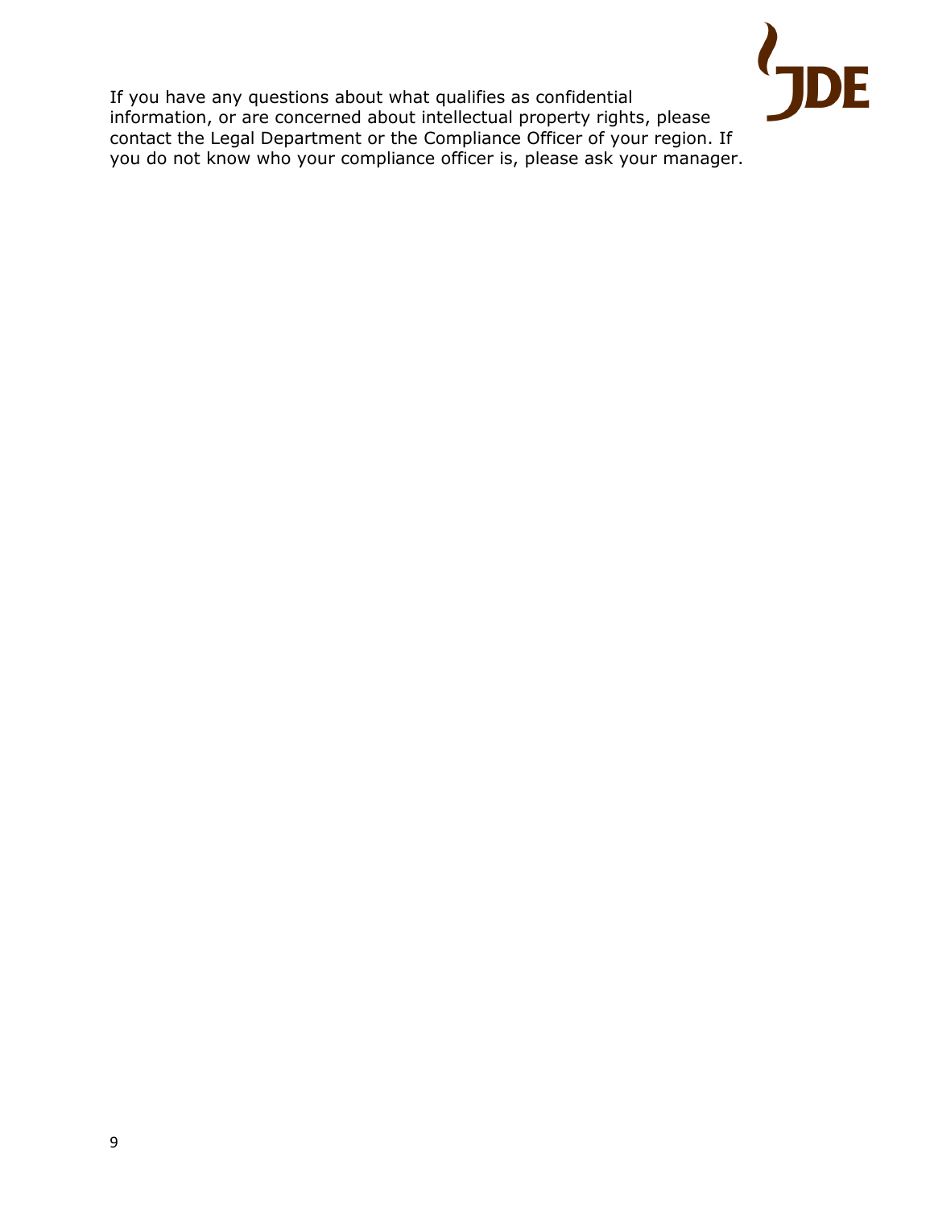If you have any questions about what qualifies as confidential information, or are concerned about intellectual property rights, please contact the Legal Department or the Compliance Officer of your region. If you do not know who your compliance officer is, please ask your manager.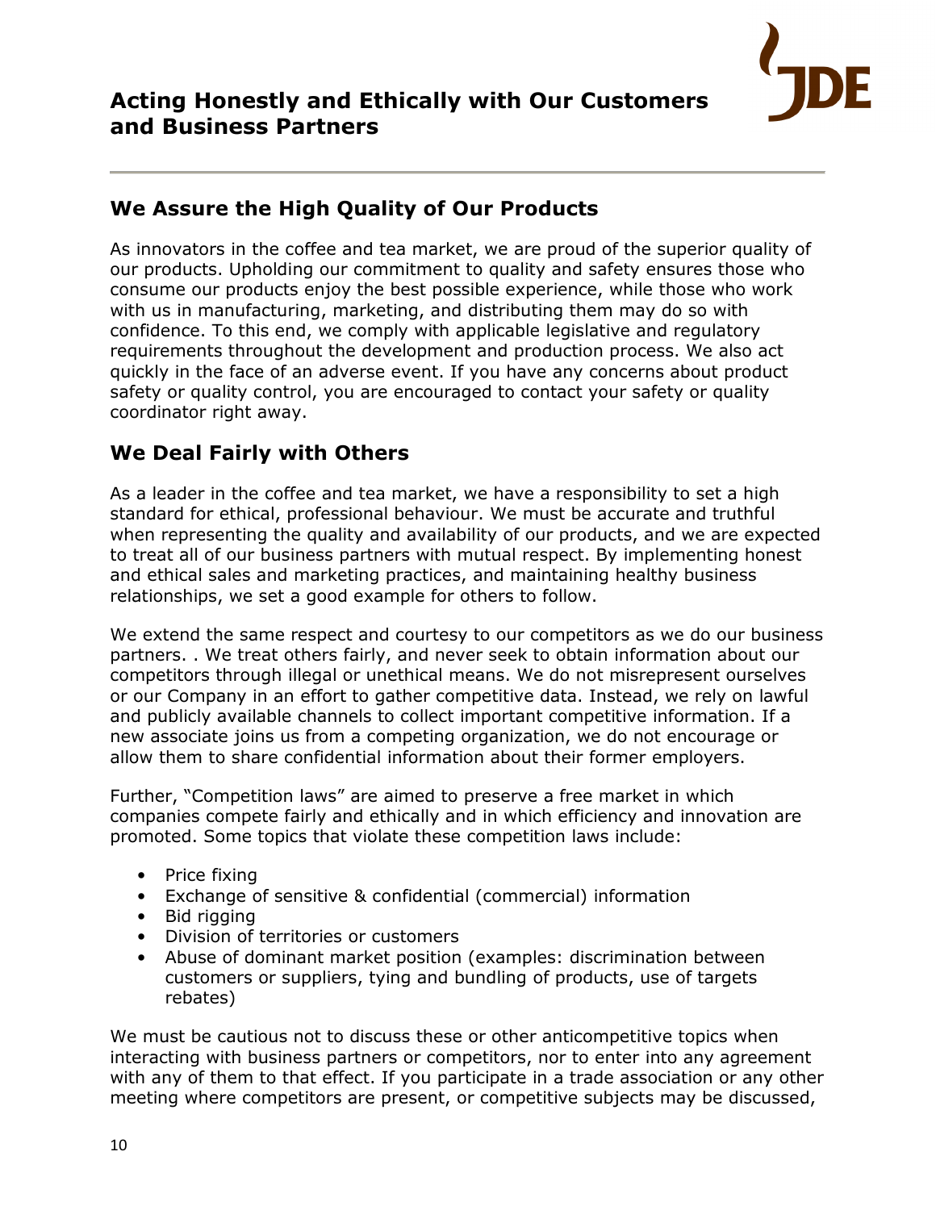# Acting Honestly and Ethically with Our Customers and Business Partners

## We Assure the High Quality of Our Products

As innovators in the coffee and tea market, we are proud of the superior quality of our products. Upholding our commitment to quality and safety ensures those who consume our products enjoy the best possible experience, while those who work with us in manufacturing, marketing, and distributing them may do so with confidence. To this end, we comply with applicable legislative and regulatory requirements throughout the development and production process. We also act quickly in the face of an adverse event. If you have any concerns about product safety or quality control, you are encouraged to contact your safety or quality coordinator right away.

## We Deal Fairly with Others

As a leader in the coffee and tea market, we have a responsibility to set a high standard for ethical, professional behaviour. We must be accurate and truthful when representing the quality and availability of our products, and we are expected to treat all of our business partners with mutual respect. By implementing honest and ethical sales and marketing practices, and maintaining healthy business relationships, we set a good example for others to follow.

We extend the same respect and courtesy to our competitors as we do our business partners. . We treat others fairly, and never seek to obtain information about our competitors through illegal or unethical means. We do not misrepresent ourselves or our Company in an effort to gather competitive data. Instead, we rely on lawful and publicly available channels to collect important competitive information. If a new associate joins us from a competing organization, we do not encourage or allow them to share confidential information about their former employers.

Further, "Competition laws" are aimed to preserve a free market in which companies compete fairly and ethically and in which efficiency and innovation are promoted. Some topics that violate these competition laws include:

- Price fixing
- Exchange of sensitive & confidential (commercial) information
- Bid rigging
- Division of territories or customers
- Abuse of dominant market position (examples: discrimination between customers or suppliers, tying and bundling of products, use of targets rebates)

We must be cautious not to discuss these or other anticompetitive topics when interacting with business partners or competitors, nor to enter into any agreement with any of them to that effect. If you participate in a trade association or any other meeting where competitors are present, or competitive subjects may be discussed,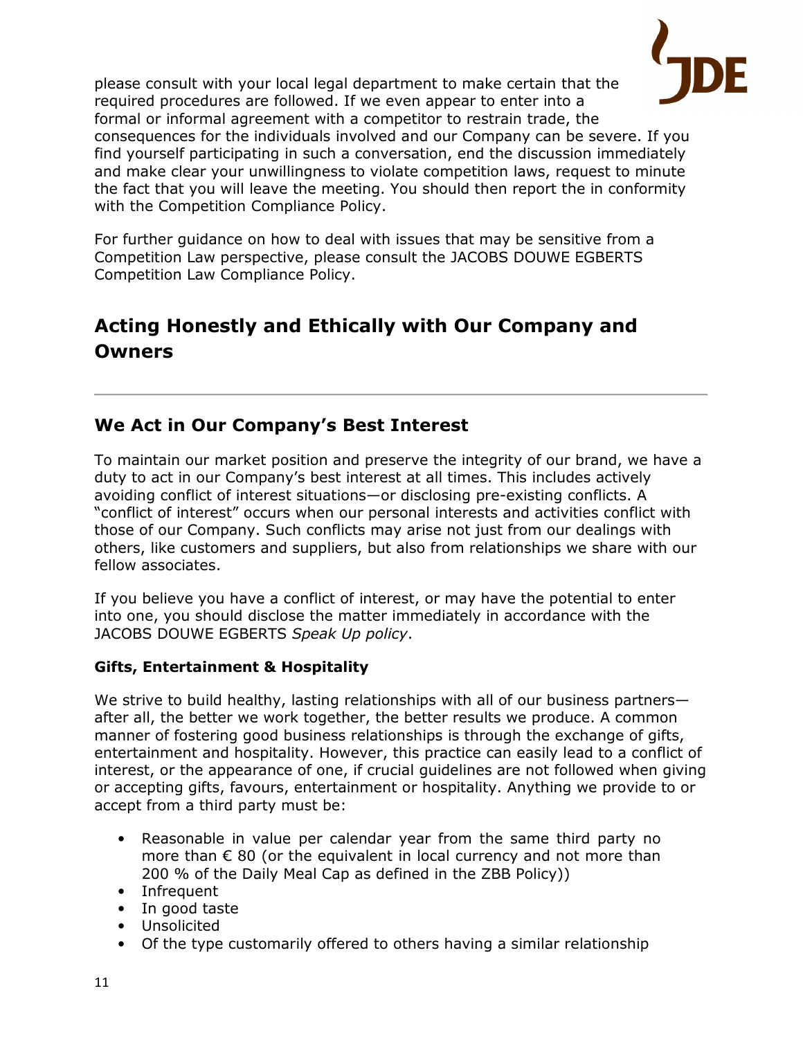please consult with your local legal department to make certain that the required procedures are followed. If we even appear to enter into a formal or informal agreement with a competitor to restrain trade, the consequences for the individuals involved and our Company can be severe. If you find yourself participating in such a conversation, end the discussion immediately and make clear your unwillingness to violate competition laws, request to minute the fact that you will leave the meeting. You should then report the in conformity with the Competition Compliance Policy.

For further guidance on how to deal with issues that may be sensitive from a Competition Law perspective, please consult the JACOBS DOUWE EGBERTS Competition Law Compliance Policy.

# Acting Honestly and Ethically with Our Company and Owners

## We Act in Our Company's Best Interest

To maintain our market position and preserve the integrity of our brand, we have a duty to act in our Company's best interest at all times. This includes actively avoiding conflict of interest situations—or disclosing pre-existing conflicts. A "conflict of interest" occurs when our personal interests and activities conflict with those of our Company. Such conflicts may arise not just from our dealings with others, like customers and suppliers, but also from relationships we share with our fellow associates.

If you believe you have a conflict of interest, or may have the potential to enter into one, you should disclose the matter immediately in accordance with the JACOBS DOUWE EGBERTS *Speak Up policy*.

### Gifts, Entertainment & Hospitality

We strive to build healthy, lasting relationships with all of our business partners—after all, the better we work together, the better results we produce. A common manner of fostering good business relationships is through the exchange of gifts, entertainment and hospitality. However, this practice can easily lead to a conflict of interest, or the appearance of one, if crucial guidelines are not followed when giving or accepting gifts, favours, entertainment or hospitality. Anything we provide to or accept from a third party must be:

- Reasonable in value per calendar year from the same third party no more than € 80 (or the equivalent in local currency and not more than 200 % of the Daily Meal Cap as defined in the ZBB Policy))
- Infrequent
- In good taste
- Unsolicited
- Of the type customarily offered to others having a similar relationship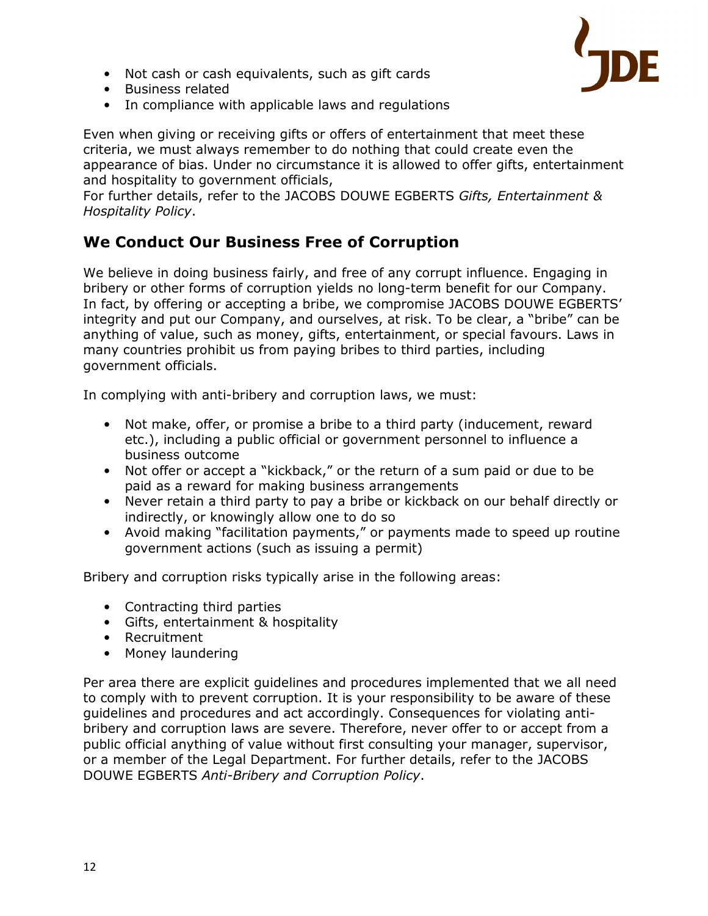- Not cash or cash equivalents, such as gift cards
- Business related
- In compliance with applicable laws and regulations

Even when giving or receiving gifts or offers of entertainment that meet these criteria, we must always remember to do nothing that could create even the appearance of bias. Under no circumstance it is allowed to offer gifts, entertainment and hospitality to government officials,
For further details, refer to the JACOBS DOUWE EGBERTS *Gifts, Entertainment & Hospitality Policy*.

## We Conduct Our Business Free of Corruption

We believe in doing business fairly, and free of any corrupt influence. Engaging in bribery or other forms of corruption yields no long-term benefit for our Company. In fact, by offering or accepting a bribe, we compromise JACOBS DOUWE EGBERTS' integrity and put our Company, and ourselves, at risk. To be clear, a "bribe" can be anything of value, such as money, gifts, entertainment, or special favours. Laws in many countries prohibit us from paying bribes to third parties, including government officials.

In complying with anti-bribery and corruption laws, we must:

- Not make, offer, or promise a bribe to a third party (inducement, reward etc.), including a public official or government personnel to influence a business outcome
- Not offer or accept a "kickback," or the return of a sum paid or due to be paid as a reward for making business arrangements
- Never retain a third party to pay a bribe or kickback on our behalf directly or indirectly, or knowingly allow one to do so
- Avoid making "facilitation payments," or payments made to speed up routine government actions (such as issuing a permit)

Bribery and corruption risks typically arise in the following areas:

- Contracting third parties
- Gifts, entertainment & hospitality
- Recruitment
- Money laundering

Per area there are explicit guidelines and procedures implemented that we all need to comply with to prevent corruption. It is your responsibility to be aware of these guidelines and procedures and act accordingly. Consequences for violating anti-bribery and corruption laws are severe. Therefore, never offer to or accept from a public official anything of value without first consulting your manager, supervisor, or a member of the Legal Department. For further details, refer to the JACOBS DOUWE EGBERTS *Anti-Bribery and Corruption Policy*.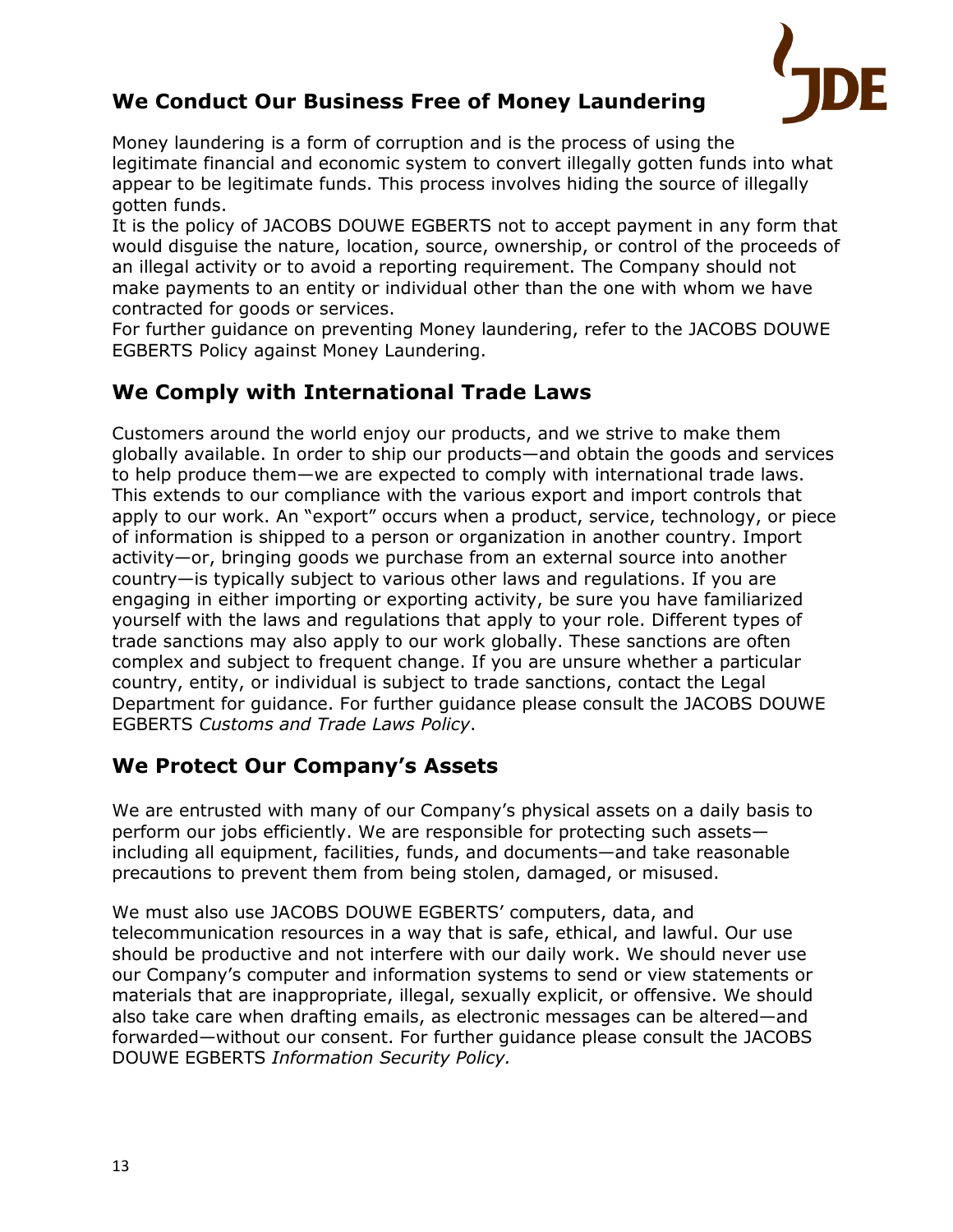## We Conduct Our Business Free of Money Laundering

Money laundering is a form of corruption and is the process of using the legitimate financial and economic system to convert illegally gotten funds into what appear to be legitimate funds. This process involves hiding the source of illegally gotten funds.

It is the policy of JACOBS DOUWE EGBERTS not to accept payment in any form that would disguise the nature, location, source, ownership, or control of the proceeds of an illegal activity or to avoid a reporting requirement. The Company should not make payments to an entity or individual other than the one with whom we have contracted for goods or services.

For further guidance on preventing Money laundering, refer to the JACOBS DOUWE EGBERTS Policy against Money Laundering.

## We Comply with International Trade Laws

Customers around the world enjoy our products, and we strive to make them globally available. In order to ship our products—and obtain the goods and services to help produce them—we are expected to comply with international trade laws. This extends to our compliance with the various export and import controls that apply to our work. An "export" occurs when a product, service, technology, or piece of information is shipped to a person or organization in another country. Import activity—or, bringing goods we purchase from an external source into another country—is typically subject to various other laws and regulations. If you are engaging in either importing or exporting activity, be sure you have familiarized yourself with the laws and regulations that apply to your role. Different types of trade sanctions may also apply to our work globally. These sanctions are often complex and subject to frequent change. If you are unsure whether a particular country, entity, or individual is subject to trade sanctions, contact the Legal Department for guidance. For further guidance please consult the JACOBS DOUWE EGBERTS *Customs and Trade Laws Policy*.

## We Protect Our Company's Assets

We are entrusted with many of our Company's physical assets on a daily basis to perform our jobs efficiently. We are responsible for protecting such assets—including all equipment, facilities, funds, and documents—and take reasonable precautions to prevent them from being stolen, damaged, or misused.

We must also use JACOBS DOUWE EGBERTS' computers, data, and telecommunication resources in a way that is safe, ethical, and lawful. Our use should be productive and not interfere with our daily work. We should never use our Company's computer and information systems to send or view statements or materials that are inappropriate, illegal, sexually explicit, or offensive. We should also take care when drafting emails, as electronic messages can be altered—and forwarded—without our consent. For further guidance please consult the JACOBS DOUWE EGBERTS *Information Security Policy.*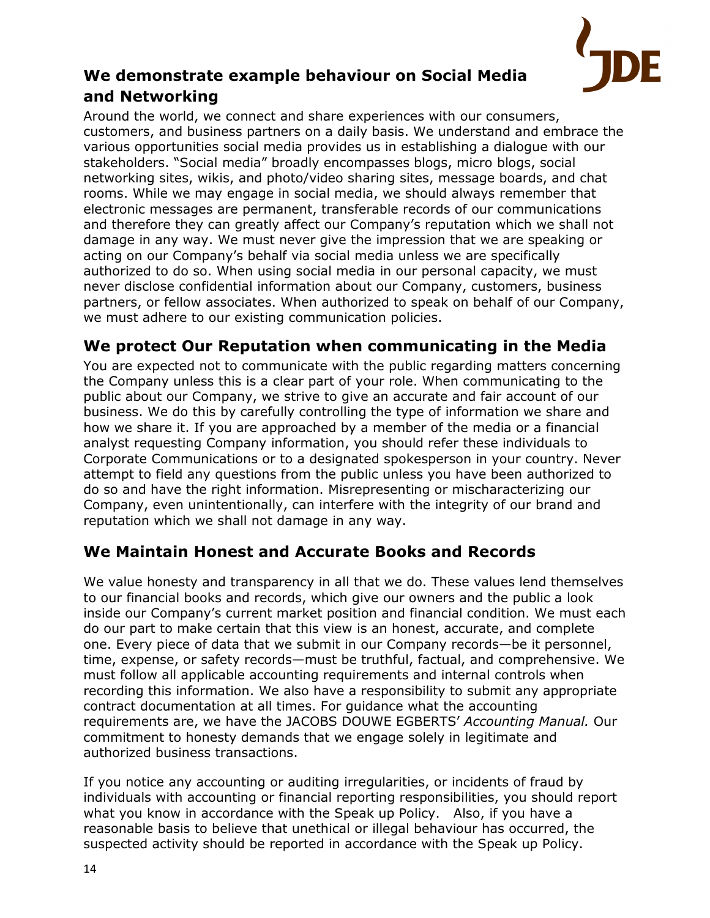## We demonstrate example behaviour on Social Media and Networking

Around the world, we connect and share experiences with our consumers, customers, and business partners on a daily basis. We understand and embrace the various opportunities social media provides us in establishing a dialogue with our stakeholders. "Social media" broadly encompasses blogs, micro blogs, social networking sites, wikis, and photo/video sharing sites, message boards, and chat rooms. While we may engage in social media, we should always remember that electronic messages are permanent, transferable records of our communications and therefore they can greatly affect our Company's reputation which we shall not damage in any way. We must never give the impression that we are speaking or acting on our Company's behalf via social media unless we are specifically authorized to do so. When using social media in our personal capacity, we must never disclose confidential information about our Company, customers, business partners, or fellow associates. When authorized to speak on behalf of our Company, we must adhere to our existing communication policies.

## We protect Our Reputation when communicating in the Media

You are expected not to communicate with the public regarding matters concerning the Company unless this is a clear part of your role. When communicating to the public about our Company, we strive to give an accurate and fair account of our business. We do this by carefully controlling the type of information we share and how we share it. If you are approached by a member of the media or a financial analyst requesting Company information, you should refer these individuals to Corporate Communications or to a designated spokesperson in your country. Never attempt to field any questions from the public unless you have been authorized to do so and have the right information. Misrepresenting or mischaracterizing our Company, even unintentionally, can interfere with the integrity of our brand and reputation which we shall not damage in any way.

## We Maintain Honest and Accurate Books and Records

We value honesty and transparency in all that we do. These values lend themselves to our financial books and records, which give our owners and the public a look inside our Company's current market position and financial condition. We must each do our part to make certain that this view is an honest, accurate, and complete one. Every piece of data that we submit in our Company records—be it personnel, time, expense, or safety records—must be truthful, factual, and comprehensive. We must follow all applicable accounting requirements and internal controls when recording this information. We also have a responsibility to submit any appropriate contract documentation at all times. For guidance what the accounting requirements are, we have the JACOBS DOUWE EGBERTS' *Accounting Manual.* Our commitment to honesty demands that we engage solely in legitimate and authorized business transactions.

If you notice any accounting or auditing irregularities, or incidents of fraud by individuals with accounting or financial reporting responsibilities, you should report what you know in accordance with the Speak up Policy. Also, if you have a reasonable basis to believe that unethical or illegal behaviour has occurred, the suspected activity should be reported in accordance with the Speak up Policy.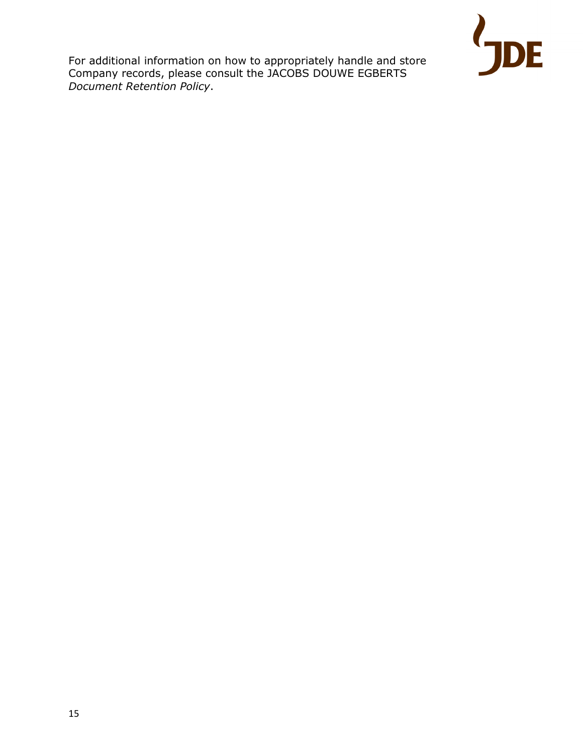For additional information on how to appropriately handle and store Company records, please consult the JACOBS DOUWE EGBERTS *Document Retention Policy*.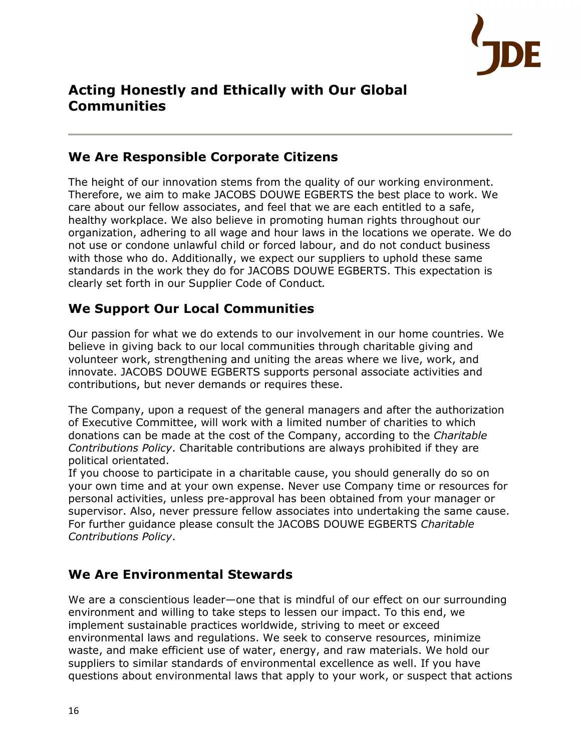# Acting Honestly and Ethically with Our Global Communities

## We Are Responsible Corporate Citizens

The height of our innovation stems from the quality of our working environment. Therefore, we aim to make JACOBS DOUWE EGBERTS the best place to work. We care about our fellow associates, and feel that we are each entitled to a safe, healthy workplace. We also believe in promoting human rights throughout our organization, adhering to all wage and hour laws in the locations we operate. We do not use or condone unlawful child or forced labour, and do not conduct business with those who do. Additionally, we expect our suppliers to uphold these same standards in the work they do for JACOBS DOUWE EGBERTS. This expectation is clearly set forth in our Supplier Code of Conduct*.*

## We Support Our Local Communities

Our passion for what we do extends to our involvement in our home countries. We believe in giving back to our local communities through charitable giving and volunteer work, strengthening and uniting the areas where we live, work, and innovate. JACOBS DOUWE EGBERTS supports personal associate activities and contributions, but never demands or requires these.

The Company, upon a request of the general managers and after the authorization of Executive Committee, will work with a limited number of charities to which donations can be made at the cost of the Company, according to the *Charitable Contributions Policy*. Charitable contributions are always prohibited if they are political orientated.
If you choose to participate in a charitable cause, you should generally do so on your own time and at your own expense. Never use Company time or resources for personal activities, unless pre-approval has been obtained from your manager or supervisor. Also, never pressure fellow associates into undertaking the same cause. For further guidance please consult the JACOBS DOUWE EGBERTS *Charitable Contributions Policy*.

## We Are Environmental Stewards

We are a conscientious leader—one that is mindful of our effect on our surrounding environment and willing to take steps to lessen our impact. To this end, we implement sustainable practices worldwide, striving to meet or exceed environmental laws and regulations. We seek to conserve resources, minimize waste, and make efficient use of water, energy, and raw materials. We hold our suppliers to similar standards of environmental excellence as well. If you have questions about environmental laws that apply to your work, or suspect that actions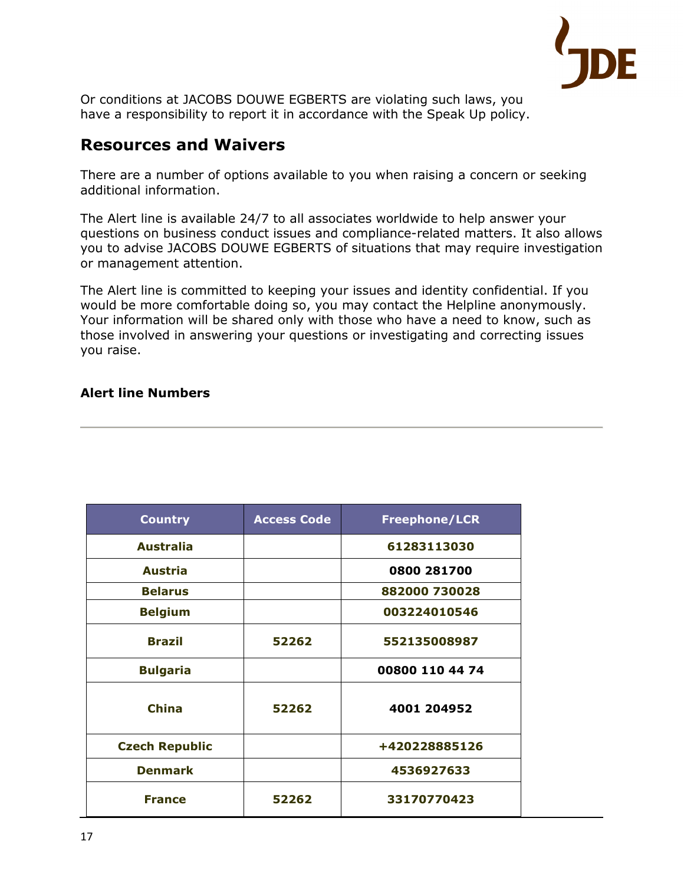Or conditions at JACOBS DOUWE EGBERTS are violating such laws, you have a responsibility to report it in accordance with the Speak Up policy.

## Resources and Waivers

There are a number of options available to you when raising a concern or seeking additional information.

The Alert line is available 24/7 to all associates worldwide to help answer your questions on business conduct issues and compliance-related matters. It also allows you to advise JACOBS DOUWE EGBERTS of situations that may require investigation or management attention.

The Alert line is committed to keeping your issues and identity confidential. If you would be more comfortable doing so, you may contact the Helpline anonymously. Your information will be shared only with those who have a need to know, such as those involved in answering your questions or investigating and correcting issues you raise.

**Alert line Numbers**

| Country | Access Code | Freephone/LCR |
|---|---|---|
| **Australia** | | **61283113030** |
| **Austria** | | **0800 281700** |
| **Belarus** | | **882000 730028** |
| **Belgium** | | **003224010546** |
| **Brazil** | **52262** | **552135008987** |
| **Bulgaria** | | **00800 110 44 74** |
| **China** | **52262** | **4001 204952** |
| **Czech Republic** | | **+420228885126** |
| **Denmark** | | **4536927633** |
| **France** | **52262** | **33170770423** |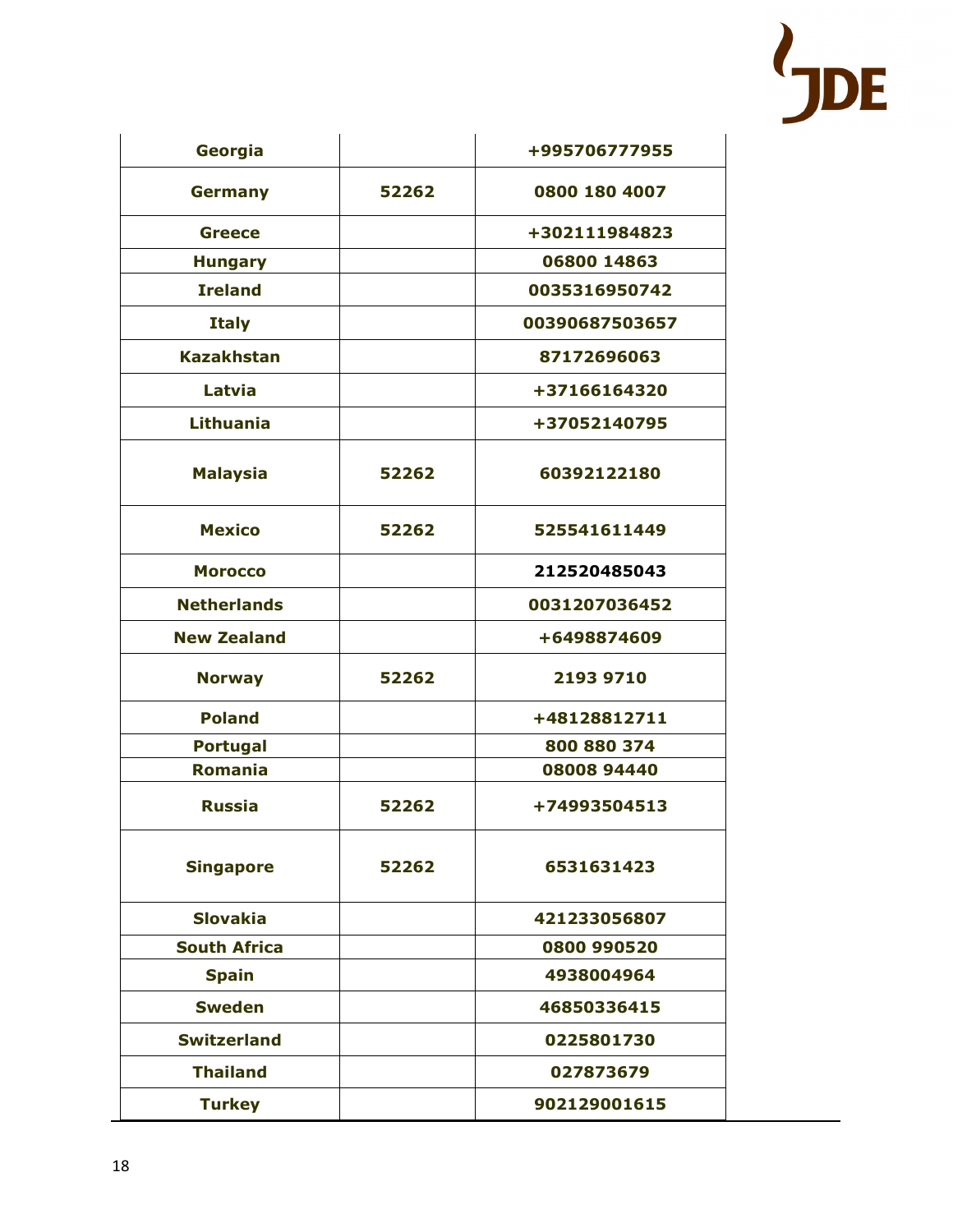| Georgia | | +995706777955 |
|---|---|---|
| Germany | 52262 | 0800 180 4007 |
| Greece | | +302111984823 |
| Hungary | | 06800 14863 |
| Ireland | | 0035316950742 |
| Italy | | 00390687503657 |
| Kazakhstan | | 87172696063 |
| Latvia | | +37166164320 |
| Lithuania | | +37052140795 |
| Malaysia | 52262 | 60392122180 |
| Mexico | 52262 | 525541611449 |
| Morocco | | 212520485043 |
| Netherlands | | 0031207036452 |
| New Zealand | | +6498874609 |
| Norway | 52262 | 2193 9710 |
| Poland | | +48128812711 |
| Portugal | | 800 880 374 |
| Romania | | 08008 94440 |
| Russia | 52262 | +74993504513 |
| Singapore | 52262 | 6531631423 |
| Slovakia | | 421233056807 |
| South Africa | | 0800 990520 |
| Spain | | 4938004964 |
| Sweden | | 46850336415 |
| Switzerland | | 0225801730 |
| Thailand | | 027873679 |
| Turkey | | 902129001615 |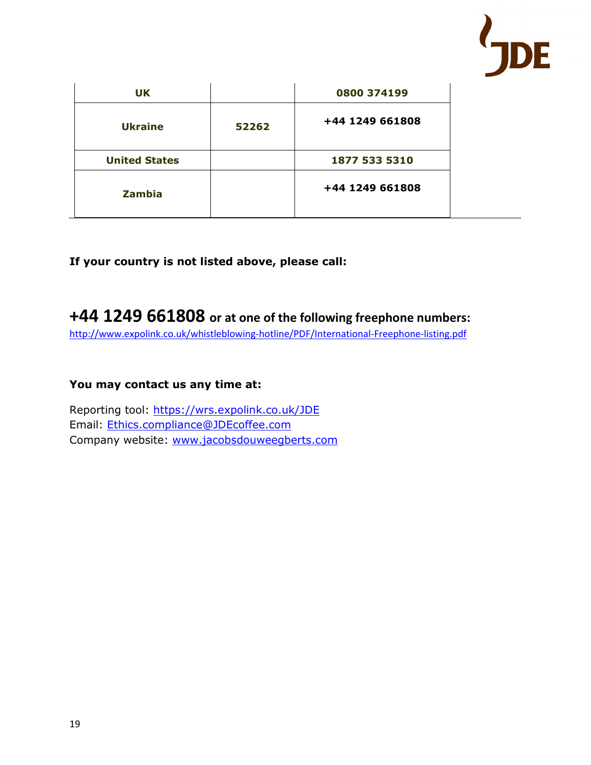| | | |
|---|---|---|
| **UK** | | **0800 374199** |
| **Ukraine** | **52262** | **+44 1249 661808** |
| **United States** | | **1877 533 5310** |
| **Zambia** | | **+44 1249 661808** |

**If your country is not listed above, please call:**

**+44 1249 661808 or at one of the following freephone numbers:**

http://www.expolink.co.uk/whistleblowing-hotline/PDF/International-Freephone-listing.pdf

**You may contact us any time at:**

Reporting tool: https://wrs.expolink.co.uk/JDE
Email: Ethics.compliance@JDEcoffee.com
Company website: www.jacobsdouweegberts.com